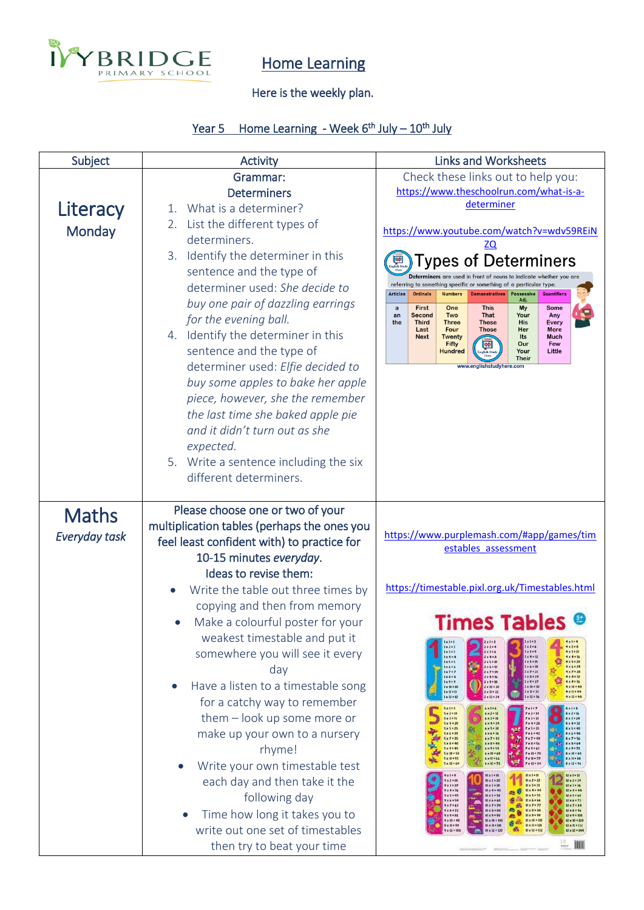IVYBRIDGE PRIMARY SCHOOL

# Home Learning

Here is the weekly plan.

## Year 5 Home Learning - Week 6th July – 10th July

| Subject | Activity | Links and Worksheets |
|---|---|---|
| **Literacy** Monday | Grammar: Determiners<br>1. What is a determiner?<br>2. List the different types of determiners.<br>3. Identify the determiner in this sentence and the type of determiner used: *She decide to buy one pair of dazzling earrings for the evening ball.*<br>4. Identify the determiner in this sentence and the type of determiner used: *Elfie decided to buy some apples to bake her apple piece, however, she the remember the last time she baked apple pie and it didn't turn out as she expected.*<br>5. Write a sentence including the six different determiners. | Check these links out to help you:<br>https://www.theschoolrun.com/what-is-a-determiner<br><br>https://www.youtube.com/watch?v=wdv59REiNZQ<br><br>**Types of Determiners**<br>Determiners are used in front of nouns to indicate whether you are referring to something specific or something of a particular type.<br>Articles: a, an, the<br>Ordinals: First, Second, Third, Last, Next<br>Numbers: One, Two, Three, Four, Twenty, Fifty, Hundred<br>Demonstratives: This, That, These, Those<br>Possessive Adj.: My, Your, His, Her, Its, Our, Your, Their<br>Quantifiers: Some, Any, Every, More, Much, Few, Little<br>www.englishstudyhere.com |
| **Maths** *Everyday task* | Please choose one or two of your multiplication tables (perhaps the ones you feel least confident with) to practice for 10-15 minutes *everyday*.<br>Ideas to revise them:<br>• Write the table out three times by copying and then from memory<br>• Make a colourful poster for your weakest timestable and put it somewhere you will see it every day<br>• Have a listen to a timestable song for a catchy way to remember them – look up some more or make up your own to a nursery rhyme!<br>• Write your own timestable test each day and then take it the following day<br>• Time how long it takes you to write out one set of timestables then try to beat your time | https://www.purplemash.com/#app/games/timestables_assessment<br><br>https://timestable.pixl.org.uk/Timestables.html<br><br>Times Tables |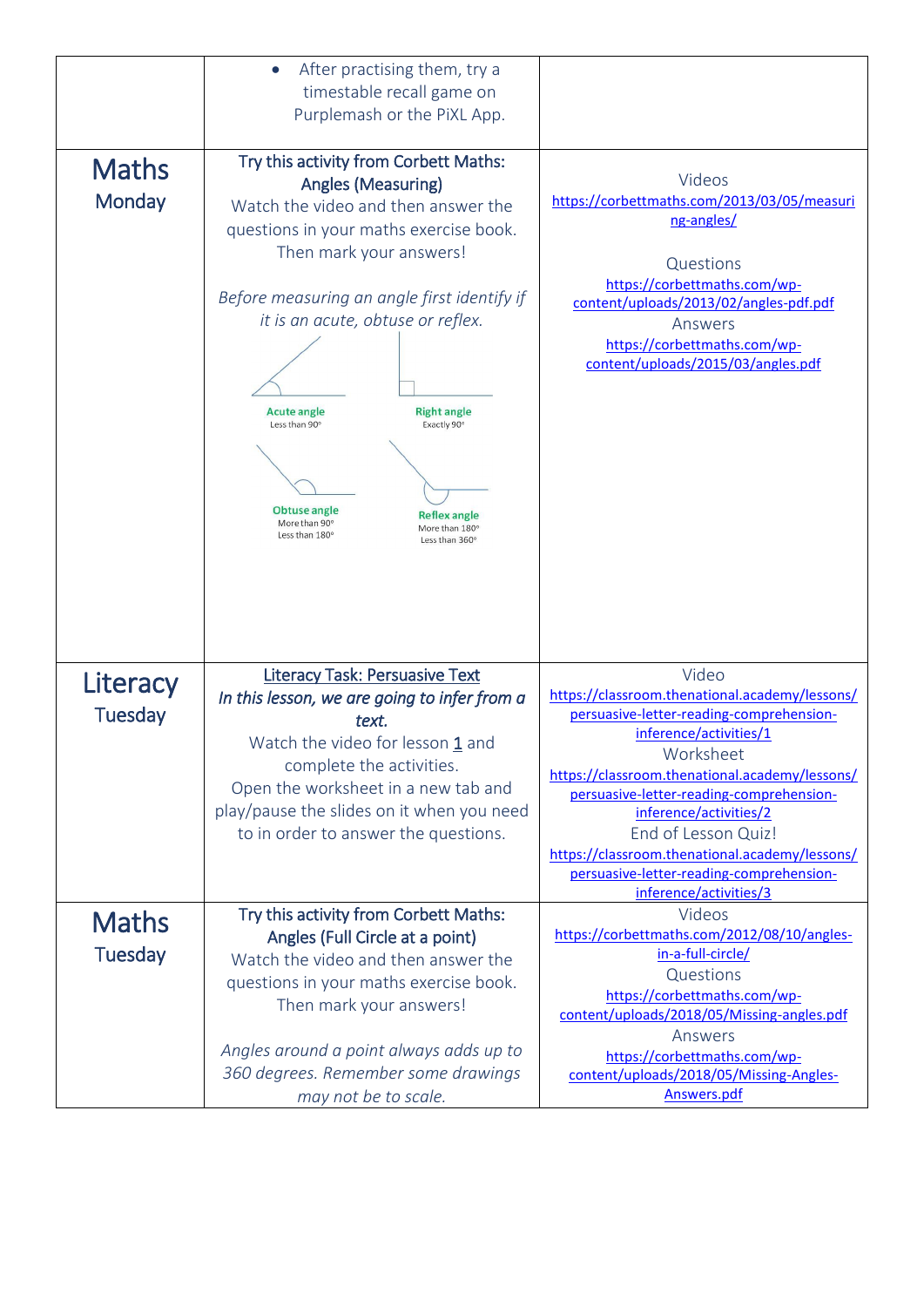| | | |
|---|---|---|
| | • After practising them, try a timestable recall game on Purplemash or the PiXL App. | |
| **Maths** Monday | **Try this activity from Corbett Maths: Angles (Measuring)**<br>Watch the video and then answer the questions in your maths exercise book. Then mark your answers!<br><br>*Before measuring an angle first identify if it is an acute, obtuse or reflex.*<br><br>**Acute angle** Less than 90°<br>**Right angle** Exactly 90°<br>**Obtuse angle** More than 90° Less than 180°<br>**Reflex angle** More than 180° Less than 360° | Videos<br>https://corbettmaths.com/2013/03/05/measuring-angles/<br><br>Questions<br>https://corbettmaths.com/wp-content/uploads/2013/02/angles-pdf.pdf<br>Answers<br>https://corbettmaths.com/wp-content/uploads/2015/03/angles.pdf |
| **Literacy** Tuesday | **Literacy Task: Persuasive Text**<br>***In this lesson, we are going to infer from a text.***<br>Watch the video for lesson **1** and complete the activities.<br>Open the worksheet in a new tab and play/pause the slides on it when you need to in order to answer the questions. | Video<br>https://classroom.thenational.academy/lessons/persuasive-letter-reading-comprehension-inference/activities/1<br>Worksheet<br>https://classroom.thenational.academy/lessons/persuasive-letter-reading-comprehension-inference/activities/2<br>End of Lesson Quiz!<br>https://classroom.thenational.academy/lessons/persuasive-letter-reading-comprehension-inference/activities/3 |
| **Maths** Tuesday | **Try this activity from Corbett Maths: Angles (Full Circle at a point)**<br>Watch the video and then answer the questions in your maths exercise book. Then mark your answers!<br><br>*Angles around a point always adds up to 360 degrees. Remember some drawings may not be to scale.* | Videos<br>https://corbettmaths.com/2012/08/10/angles-in-a-full-circle/<br>Questions<br>https://corbettmaths.com/wp-content/uploads/2018/05/Missing-angles.pdf<br>Answers<br>https://corbettmaths.com/wp-content/uploads/2018/05/Missing-Angles-Answers.pdf |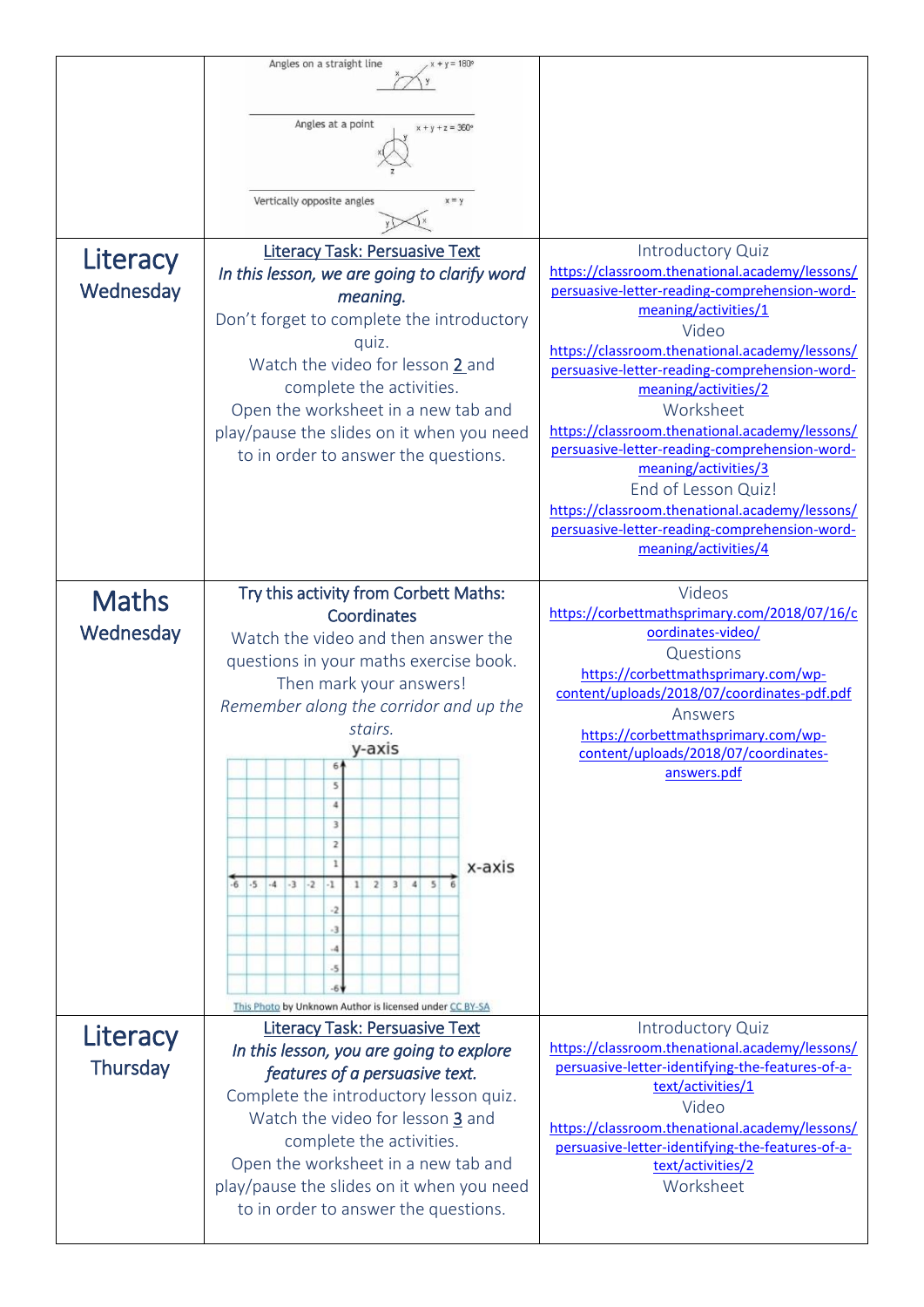| | | |
|---|---|---|
| | Angles on a straight line $x + y = 180°$<br>Angles at a point $x + y + z = 360°$<br>Vertically opposite angles $x = y$ | |
| **Literacy** Wednesday | Literacy Task: Persuasive Text<br>*In this lesson, we are going to clarify word meaning.*<br>Don't forget to complete the introductory quiz.<br>Watch the video for lesson 2 and complete the activities.<br>Open the worksheet in a new tab and play/pause the slides on it when you need to in order to answer the questions. | Introductory Quiz<br>https://classroom.thenational.academy/lessons/persuasive-letter-reading-comprehension-word-meaning/activities/1<br>Video<br>https://classroom.thenational.academy/lessons/persuasive-letter-reading-comprehension-word-meaning/activities/2<br>Worksheet<br>https://classroom.thenational.academy/lessons/persuasive-letter-reading-comprehension-word-meaning/activities/3<br>End of Lesson Quiz!<br>https://classroom.thenational.academy/lessons/persuasive-letter-reading-comprehension-word-meaning/activities/4 |
| **Maths** Wednesday | Try this activity from Corbett Maths: Coordinates<br>Watch the video and then answer the questions in your maths exercise book. Then mark your answers!<br>*Remember along the corridor and up the stairs.*<br>y-axis<br>x-axis<br>This Photo by Unknown Author is licensed under CC BY-SA | Videos<br>https://corbettmathsprimary.com/2018/07/16/coordinates-video/<br>Questions<br>https://corbettmathsprimary.com/wp-content/uploads/2018/07/coordinates-pdf.pdf<br>Answers<br>https://corbettmathsprimary.com/wp-content/uploads/2018/07/coordinates-answers.pdf |
| **Literacy** Thursday | Literacy Task: Persuasive Text<br>*In this lesson, you are going to explore features of a persuasive text.*<br>Complete the introductory lesson quiz.<br>Watch the video for lesson 3 and complete the activities.<br>Open the worksheet in a new tab and play/pause the slides on it when you need to in order to answer the questions. | Introductory Quiz<br>https://classroom.thenational.academy/lessons/persuasive-letter-identifying-the-features-of-a-text/activities/1<br>Video<br>https://classroom.thenational.academy/lessons/persuasive-letter-identifying-the-features-of-a-text/activities/2<br>Worksheet |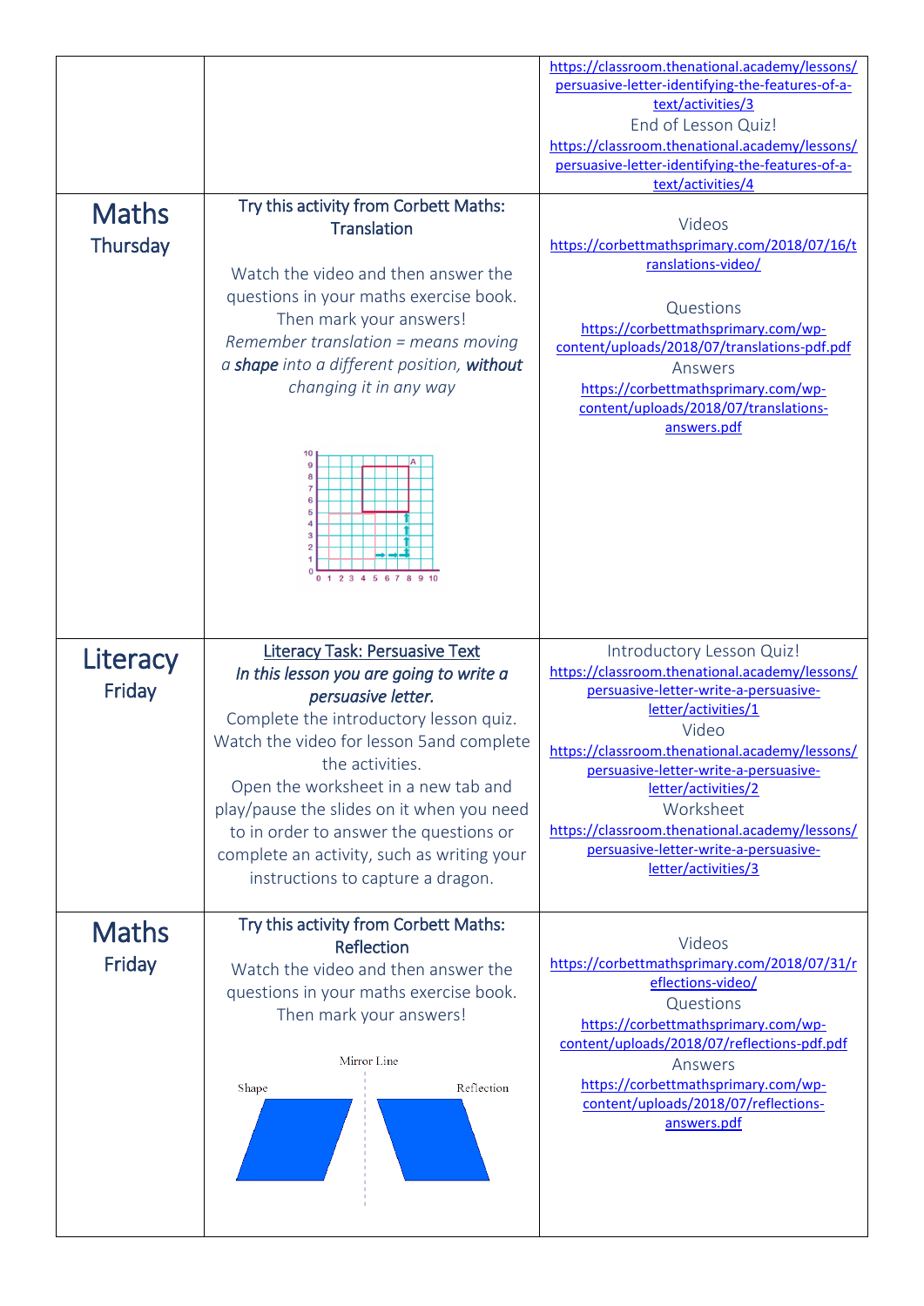| | | |
|---|---|---|
| | | https://classroom.thenational.academy/lessons/persuasive-letter-identifying-the-features-of-a-text/activities/3<br>End of Lesson Quiz!<br>https://classroom.thenational.academy/lessons/persuasive-letter-identifying-the-features-of-a-text/activities/4 |
| **Maths**<br>Thursday | Try this activity from Corbett Maths: Translation<br><br>Watch the video and then answer the questions in your maths exercise book. Then mark your answers!<br>*Remember translation = means moving a **shape** into a different position, **without** changing it in any way* | Videos<br>https://corbettmathsprimary.com/2018/07/16/translations-video/<br><br>Questions<br>https://corbettmathsprimary.com/wp-content/uploads/2018/07/translations-pdf.pdf<br>Answers<br>https://corbettmathsprimary.com/wp-content/uploads/2018/07/translations-answers.pdf |
| **Literacy**<br>Friday | <u>Literacy Task: Persuasive Text</u><br>*In this lesson you are going to write a persuasive letter.*<br>Complete the introductory lesson quiz.<br>Watch the video for lesson 5and complete the activities.<br>Open the worksheet in a new tab and play/pause the slides on it when you need to in order to answer the questions or complete an activity, such as writing your instructions to capture a dragon. | Introductory Lesson Quiz!<br>https://classroom.thenational.academy/lessons/persuasive-letter-write-a-persuasive-letter/activities/1<br>Video<br>https://classroom.thenational.academy/lessons/persuasive-letter-write-a-persuasive-letter/activities/2<br>Worksheet<br>https://classroom.thenational.academy/lessons/persuasive-letter-write-a-persuasive-letter/activities/3 |
| **Maths**<br>Friday | Try this activity from Corbett Maths: Reflection<br>Watch the video and then answer the questions in your maths exercise book. Then mark your answers!<br><br>Mirror Line<br>Shape &nbsp;&nbsp;&nbsp; Reflection | Videos<br>https://corbettmathsprimary.com/2018/07/31/reflections-video/<br>Questions<br>https://corbettmathsprimary.com/wp-content/uploads/2018/07/reflections-pdf.pdf<br>Answers<br>https://corbettmathsprimary.com/wp-content/uploads/2018/07/reflections-answers.pdf |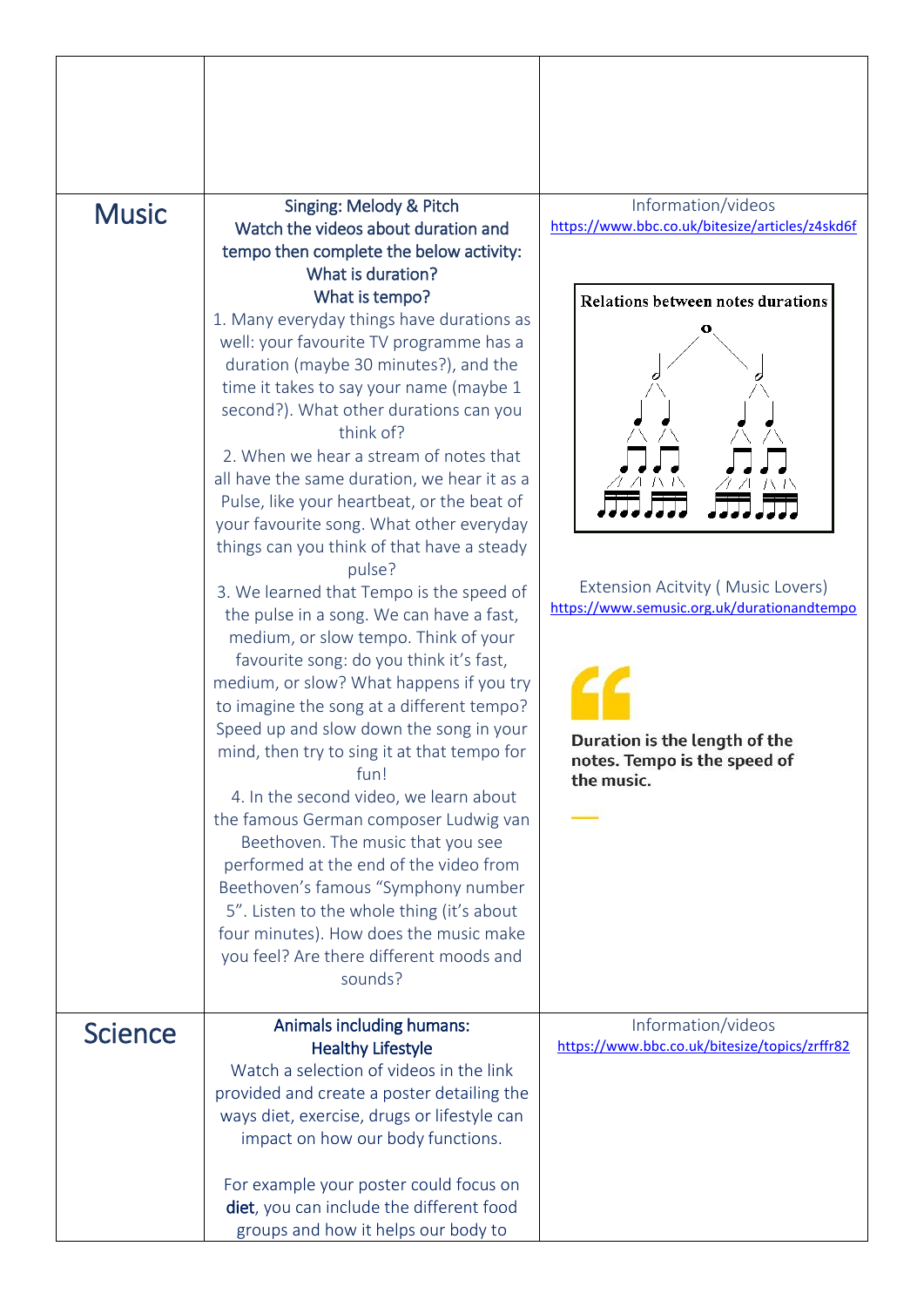| | | |
|---|---|---|
| | | |
| **Music** | **Singing: Melody & Pitch**<br>Watch the videos about duration and tempo then complete the below activity:<br>What is duration?<br>What is tempo?<br>1. Many everyday things have durations as well: your favourite TV programme has a duration (maybe 30 minutes?), and the time it takes to say your name (maybe 1 second?). What other durations can you think of?<br>2. When we hear a stream of notes that all have the same duration, we hear it as a Pulse, like your heartbeat, or the beat of your favourite song. What other everyday things can you think of that have a steady pulse?<br>3. We learned that Tempo is the speed of the pulse in a song. We can have a fast, medium, or slow tempo. Think of your favourite song: do you think it's fast, medium, or slow? What happens if you try to imagine the song at a different tempo? Speed up and slow down the song in your mind, then try to sing it at that tempo for fun!<br>4. In the second video, we learn about the famous German composer Ludwig van Beethoven. The music that you see performed at the end of the video from Beethoven's famous "Symphony number 5". Listen to the whole thing (it's about four minutes). How does the music make you feel? Are there different moods and sounds? | Information/videos<br>https://www.bbc.co.uk/bitesize/articles/z4skd6f<br><br>Relations between notes durations<br><br>Extension Acitvity ( Music Lovers)<br>https://www.semusic.org.uk/durationandtempo<br><br>**Duration is the length of the notes. Tempo is the speed of the music.** |
| **Science** | **Animals including humans: Healthy Lifestyle**<br>Watch a selection of videos in the link provided and create a poster detailing the ways diet, exercise, drugs or lifestyle can impact on how our body functions.<br><br>For example your poster could focus on **diet**, you can include the different food groups and how it helps our body to | Information/videos<br>https://www.bbc.co.uk/bitesize/topics/zrffr82 |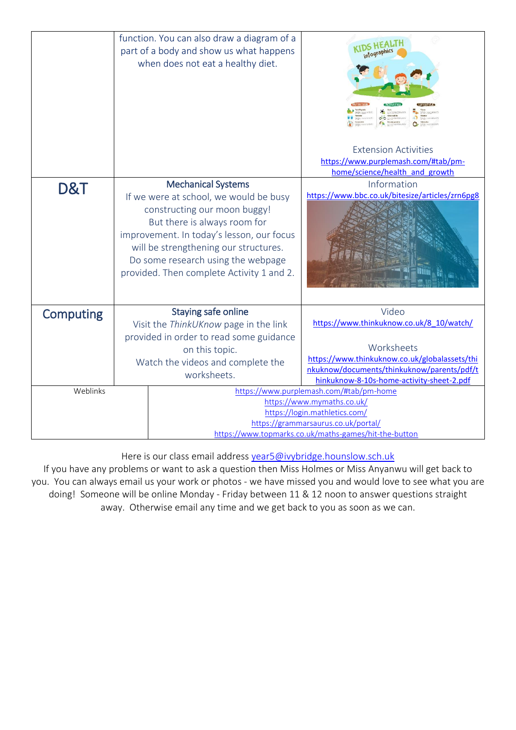| | | |
|---|---|---|
| | function. You can also draw a diagram of a part of a body and show us what happens when does not eat a healthy diet. | Extension Activities https://www.purplemash.com/#tab/pm-home/science/health_and_growth |
| D&T | **Mechanical Systems** If we were at school, we would be busy constructing our moon buggy! But there is always room for improvement. In today's lesson, our focus will be strengthening our structures. Do some research using the webpage provided. Then complete Activity 1 and 2. | Information https://www.bbc.co.uk/bitesize/articles/zrn6pg8 |
| Computing | **Staying safe online** Visit the *ThinkUKnow* page in the link provided in order to read some guidance on this topic. Watch the videos and complete the worksheets. | Video https://www.thinkuknow.co.uk/8_10/watch/ Worksheets https://www.thinkuknow.co.uk/globalassets/thinkuknow/documents/thinkuknow/parents/pdf/thinkuknow-8-10s-home-activity-sheet-2.pdf |
| Weblinks | https://www.purplemash.com/#tab/pm-home https://www.mymaths.co.uk/ https://login.mathletics.com/ https://grammarsaurus.co.uk/portal/ https://www.topmarks.co.uk/maths-games/hit-the-button | |

Here is our class email address year5@ivybridge.hounslow.sch.uk
If you have any problems or want to ask a question then Miss Holmes or Miss Anyanwu will get back to you. You can always email us your work or photos - we have missed you and would love to see what you are doing! Someone will be online Monday - Friday between 11 & 12 noon to answer questions straight away. Otherwise email any time and we get back to you as soon as we can.